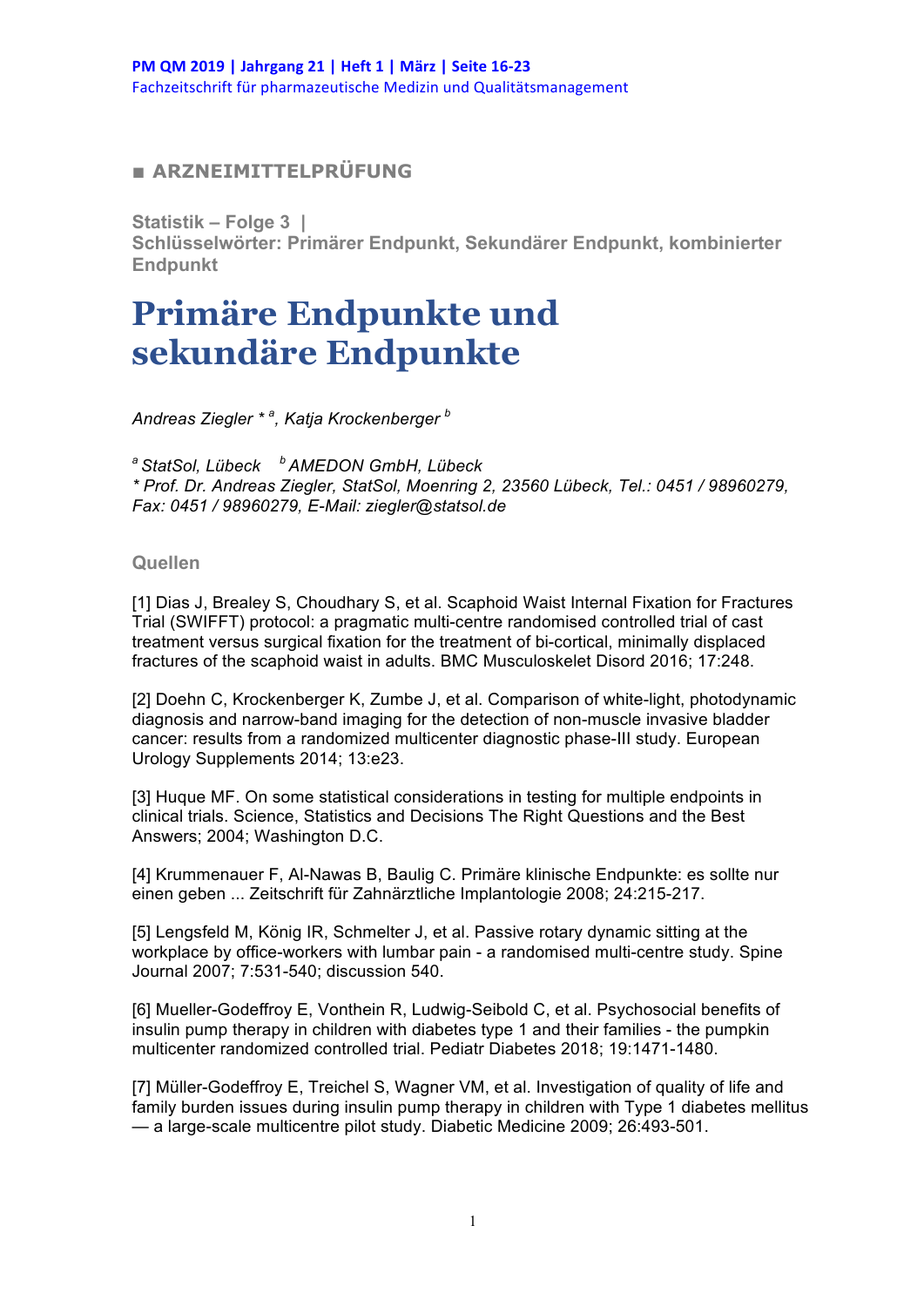■ **ARZNEIMITTELPRÜFUNG**

**Statistik – Folge 3 |**
**Schlüsselwörter: Primärer Endpunkt, Sekundärer Endpunkt, kombinierter Endpunkt**

# Primäre Endpunkte und sekundäre Endpunkte

*Andreas Ziegler \* [a], Katja Krockenberger [b]*

*[a] StatSol, Lübeck [b] AMEDON GmbH, Lübeck*
*\* Prof. Dr. Andreas Ziegler, StatSol, Moenring 2, 23560 Lübeck, Tel.: 0451 / 98960279, Fax: 0451 / 98960279, E-Mail: ziegler@statsol.de*

**Quellen**

[1] Dias J, Brealey S, Choudhary S, et al. Scaphoid Waist Internal Fixation for Fractures Trial (SWIFFT) protocol: a pragmatic multi-centre randomised controlled trial of cast treatment versus surgical fixation for the treatment of bi-cortical, minimally displaced fractures of the scaphoid waist in adults. BMC Musculoskelet Disord 2016; 17:248.

[2] Doehn C, Krockenberger K, Zumbe J, et al. Comparison of white-light, photodynamic diagnosis and narrow-band imaging for the detection of non-muscle invasive bladder cancer: results from a randomized multicenter diagnostic phase-III study. European Urology Supplements 2014; 13:e23.

[3] Huque MF. On some statistical considerations in testing for multiple endpoints in clinical trials. Science, Statistics and Decisions The Right Questions and the Best Answers; 2004; Washington D.C.

[4] Krummenauer F, Al-Nawas B, Baulig C. Primäre klinische Endpunkte: es sollte nur einen geben ... Zeitschrift für Zahnärztliche Implantologie 2008; 24:215-217.

[5] Lengsfeld M, König IR, Schmelter J, et al. Passive rotary dynamic sitting at the workplace by office-workers with lumbar pain - a randomised multi-centre study. Spine Journal 2007; 7:531-540; discussion 540.

[6] Mueller-Godeffroy E, Vonthein R, Ludwig-Seibold C, et al. Psychosocial benefits of insulin pump therapy in children with diabetes type 1 and their families - the pumpkin multicenter randomized controlled trial. Pediatr Diabetes 2018; 19:1471-1480.

[7] Müller-Godeffroy E, Treichel S, Wagner VM, et al. Investigation of quality of life and family burden issues during insulin pump therapy in children with Type 1 diabetes mellitus — a large-scale multicentre pilot study. Diabetic Medicine 2009; 26:493-501.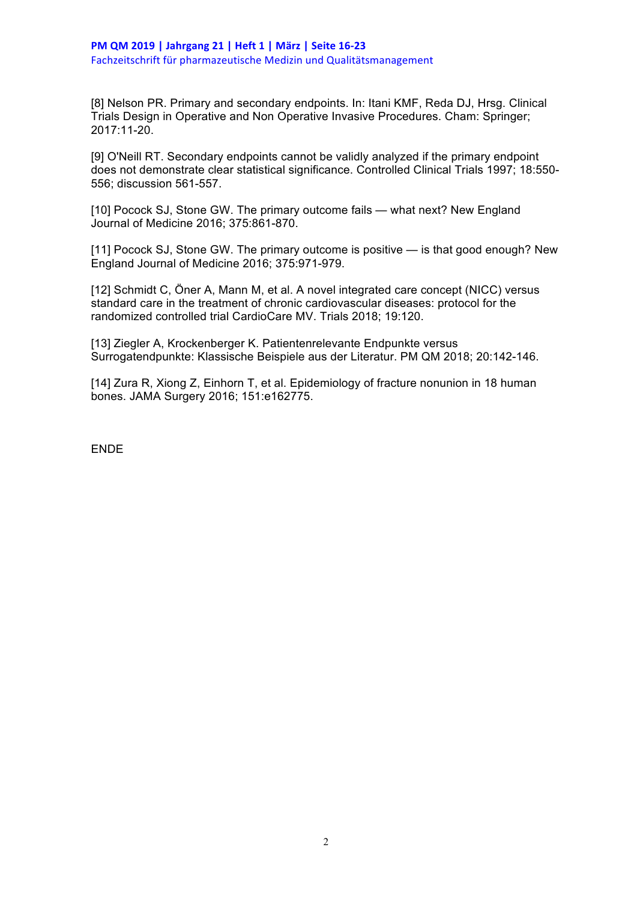[8] Nelson PR. Primary and secondary endpoints. In: Itani KMF, Reda DJ, Hrsg. Clinical Trials Design in Operative and Non Operative Invasive Procedures. Cham: Springer; 2017:11-20.

[9] O'Neill RT. Secondary endpoints cannot be validly analyzed if the primary endpoint does not demonstrate clear statistical significance. Controlled Clinical Trials 1997; 18:550-556; discussion 561-557.

[10] Pocock SJ, Stone GW. The primary outcome fails — what next? New England Journal of Medicine 2016; 375:861-870.

[11] Pocock SJ, Stone GW. The primary outcome is positive — is that good enough? New England Journal of Medicine 2016; 375:971-979.

[12] Schmidt C, Öner A, Mann M, et al. A novel integrated care concept (NICC) versus standard care in the treatment of chronic cardiovascular diseases: protocol for the randomized controlled trial CardioCare MV. Trials 2018; 19:120.

[13] Ziegler A, Krockenberger K. Patientenrelevante Endpunkte versus Surrogatendpunkte: Klassische Beispiele aus der Literatur. PM QM 2018; 20:142-146.

[14] Zura R, Xiong Z, Einhorn T, et al. Epidemiology of fracture nonunion in 18 human bones. JAMA Surgery 2016; 151:e162775.

ENDE